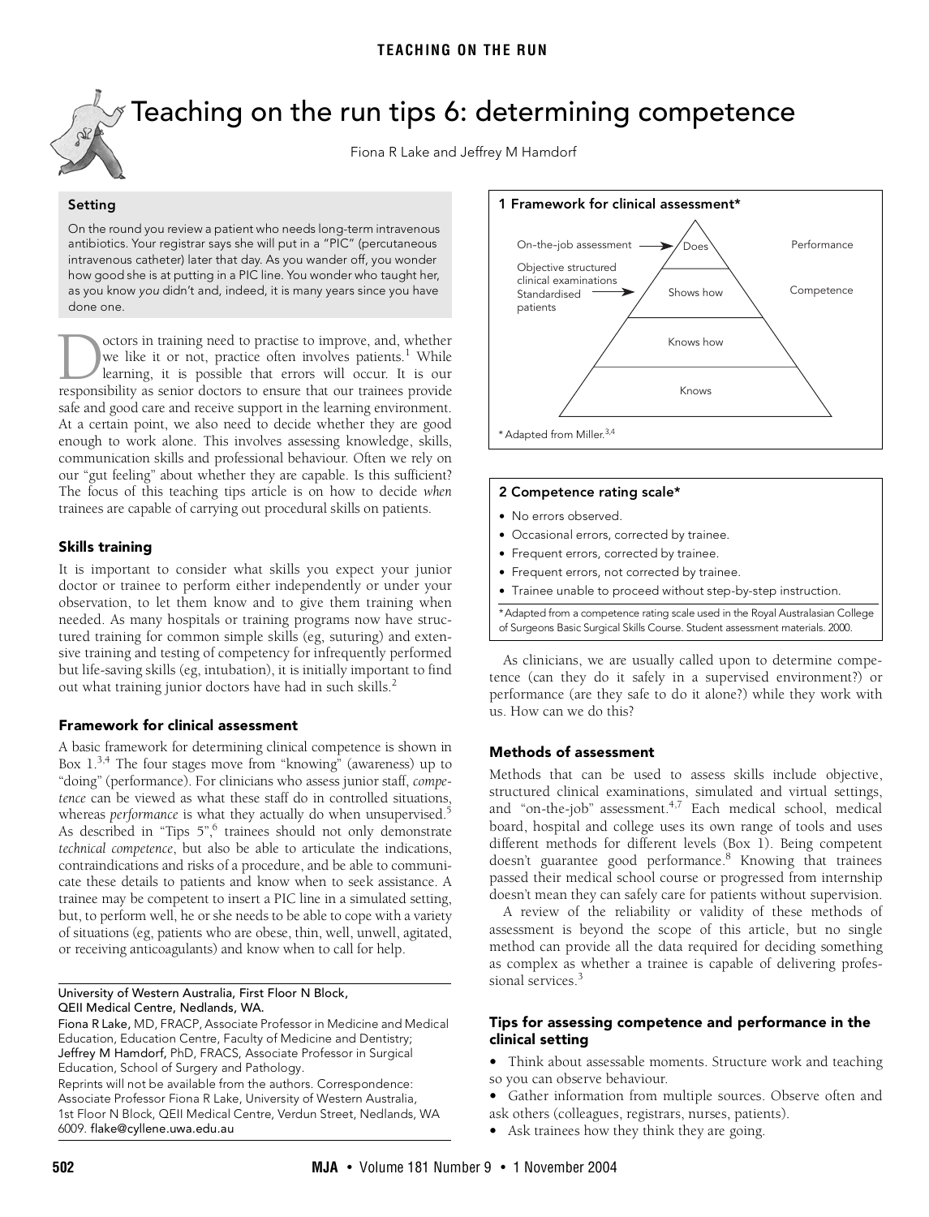# Teaching on the run tips 6: determining competence

Fiona R Lake and Jeffrey M Hamdorf

### Setting

On the round you review a patient who needs long-term intravenous antibiotics. Your registrar says she will put in a "PIC" (percutaneous intravenous catheter) later that day. As you wander off, you wonder how good she is at putting in a PIC line. You wonder who taught her, as you know *you* didn't and, indeed, it is many years since you have done one.

Doctors in training need to practise to improve, and, whether we like it or not, practice often involves patients.[1] While learning, it is possible that errors will occur. It is our responsibility as senior doctors to ensure that our trainees provide safe and good care and receive support in the learning environment. At a certain point, we also need to decide whether they are good enough to work alone. This involves assessing knowledge, skills, communication skills and professional behaviour. Often we rely on our "gut feeling" about whether they are capable. Is this sufficient? The focus of this teaching tips article is on how to decide *when* trainees are capable of carrying out procedural skills on patients.

### Skills training

It is important to consider what skills you expect your junior doctor or trainee to perform either independently or under your observation, to let them know and to give them training when needed. As many hospitals or training programs now have structured training for common simple skills (eg, suturing) and extensive training and testing of competency for infrequently performed but life-saving skills (eg, intubation), it is initially important to find out what training junior doctors have had in such skills.[2]

### Framework for clinical assessment

A basic framework for determining clinical competence is shown in Box 1.[3,4] The four stages move from "knowing" (awareness) up to "doing" (performance). For clinicians who assess junior staff, *competence* can be viewed as what these staff do in controlled situations, whereas *performance* is what they actually do when unsupervised.[5] As described in "Tips 5",[6] trainees should not only demonstrate *technical competence*, but also be able to articulate the indications, contraindications and risks of a procedure, and be able to communicate these details to patients and know when to seek assistance. A trainee may be competent to insert a PIC line in a simulated setting, but, to perform well, he or she needs to be able to cope with a variety of situations (eg, patients who are obese, thin, well, unwell, agitated, or receiving anticoagulants) and know when to call for help.

University of Western Australia, First Floor N Block, QEII Medical Centre, Nedlands, WA.

Fiona R Lake, MD, FRACP, Associate Professor in Medicine and Medical Education, Education Centre, Faculty of Medicine and Dentistry;
Jeffrey M Hamdorf, PhD, FRACS, Associate Professor in Surgical Education, School of Surgery and Pathology.
Reprints will not be available from the authors. Correspondence: Associate Professor Fiona R Lake, University of Western Australia, 1st Floor N Block, QEII Medical Centre, Verdun Street, Nedlands, WA 6009. flake@cyllene.uwa.edu.au

### 1 Framework for clinical assessment*

| Assessment method | Level | |
|---|---|---|
| On-the-job assessment → | Does | Performance |
| Objective structured clinical examinations; Standardised patients → | Shows how | Competence |
| | Knows how | |
| | Knows | |

\* Adapted from Miller.[3,4]

### 2 Competence rating scale*

- No errors observed.
- Occasional errors, corrected by trainee.
- Frequent errors, corrected by trainee.
- Frequent errors, not corrected by trainee.
- Trainee unable to proceed without step-by-step instruction.

\*Adapted from a competence rating scale used in the Royal Australasian College of Surgeons Basic Surgical Skills Course. Student assessment materials. 2000.

As clinicians, we are usually called upon to determine competence (can they do it safely in a supervised environment?) or performance (are they safe to do it alone?) while they work with us. How can we do this?

### Methods of assessment

Methods that can be used to assess skills include objective, structured clinical examinations, simulated and virtual settings, and "on-the-job" assessment.[4,7] Each medical school, medical board, hospital and college uses its own range of tools and uses different methods for different levels (Box 1). Being competent doesn't guarantee good performance.[8] Knowing that trainees passed their medical school course or progressed from internship doesn't mean they can safely care for patients without supervision.

A review of the reliability or validity of these methods of assessment is beyond the scope of this article, but no single method can provide all the data required for deciding something as complex as whether a trainee is capable of delivering professional services.[3]

### Tips for assessing competence and performance in the clinical setting

- Think about assessable moments. Structure work and teaching so you can observe behaviour.
- Gather information from multiple sources. Observe often and ask others (colleagues, registrars, nurses, patients).
- Ask trainees how they think they are going.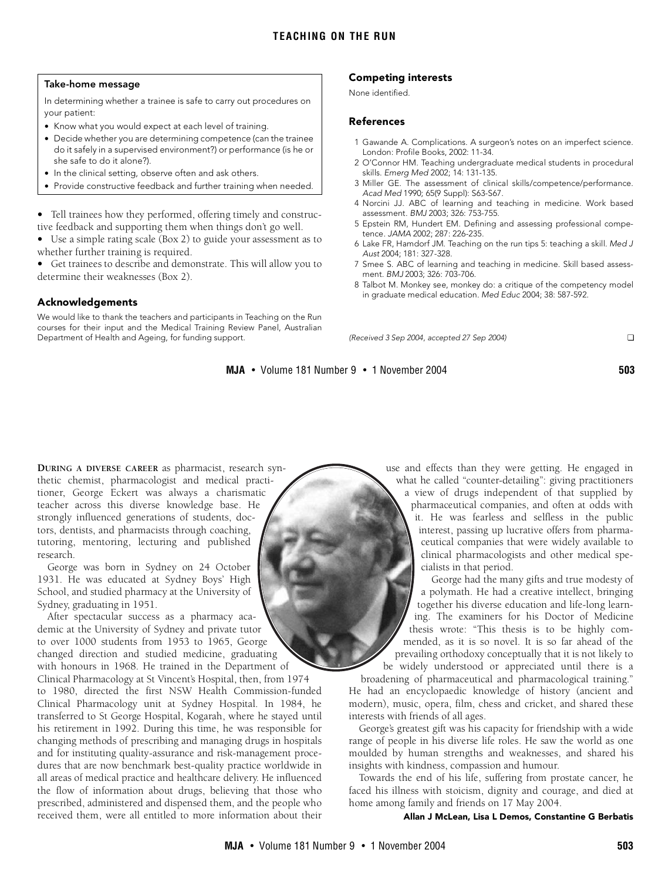### Take-home message

In determining whether a trainee is safe to carry out procedures on your patient:

- Know what you would expect at each level of training.
- Decide whether you are determining competence (can the trainee do it safely in a supervised environment?) or performance (is he or she safe to do it alone?).
- In the clinical setting, observe often and ask others.
- Provide constructive feedback and further training when needed.

- Tell trainees how they performed, offering timely and constructive feedback and supporting them when things don't go well.
- Use a simple rating scale (Box 2) to guide your assessment as to whether further training is required.
- Get trainees to describe and demonstrate. This will allow you to determine their weaknesses (Box 2).

### Acknowledgements

We would like to thank the teachers and participants in Teaching on the Run courses for their input and the Medical Training Review Panel, Australian Department of Health and Ageing, for funding support.

### Competing interests

None identified.

### References

1 Gawande A. Complications. A surgeon's notes on an imperfect science. London: Profile Books, 2002: 11-34.
2 O'Connor HM. Teaching undergraduate medical students in procedural skills. *Emerg Med* 2002; 14: 131-135.
3 Miller GE. The assessment of clinical skills/competence/performance. *Acad Med* 1990; 65(9 Suppl): S63-S67.
4 Norcini JJ. ABC of learning and teaching in medicine. Work based assessment. *BMJ* 2003; 326: 753-755.
5 Epstein RM, Hundert EM. Defining and assessing professional competence. *JAMA* 2002; 287: 226-235.
6 Lake FR, Hamdorf JM. Teaching on the run tips 5: teaching a skill. *Med J Aust* 2004; 181: 327-328.
7 Smee S. ABC of learning and teaching in medicine. Skill based assessment. *BMJ* 2003; 326: 703-706.
8 Talbot M. Monkey see, monkey do: a critique of the competency model in graduate medical education. *Med Educ* 2004; 38: 587-592.

*(Received 3 Sep 2004, accepted 27 Sep 2004)* ❑

---

**DURING A DIVERSE CAREER** as pharmacist, research synthetic chemist, pharmacologist and medical practitioner, George Eckert was always a charismatic teacher across this diverse knowledge base. He strongly influenced generations of students, doctors, dentists, and pharmacists through coaching, tutoring, mentoring, lecturing and published research.

George was born in Sydney on 24 October 1931. He was educated at Sydney Boys' High School, and studied pharmacy at the University of Sydney, graduating in 1951.

After spectacular success as a pharmacy academic at the University of Sydney and private tutor to over 1000 students from 1953 to 1965, George changed direction and studied medicine, graduating with honours in 1968. He trained in the Department of Clinical Pharmacology at St Vincent's Hospital, then, from 1974 to 1980, directed the first NSW Health Commission-funded Clinical Pharmacology unit at Sydney Hospital. In 1984, he transferred to St George Hospital, Kogarah, where he stayed until his retirement in 1992. During this time, he was responsible for changing methods of prescribing and managing drugs in hospitals and for instituting quality-assurance and risk-management procedures that are now benchmark best-quality practice worldwide in all areas of medical practice and healthcare delivery. He influenced the flow of information about drugs, believing that those who prescribed, administered and dispensed them, and the people who received them, were all entitled to more information about their use and effects than they were getting. He engaged in what he called "counter-detailing": giving practitioners a view of drugs independent of that supplied by pharmaceutical companies, and often at odds with it. He was fearless and selfless in the public interest, passing up lucrative offers from pharmaceutical companies that were widely available to clinical pharmacologists and other medical specialists in that period.

George had the many gifts and true modesty of a polymath. He had a creative intellect, bringing together his diverse education and life-long learning. The examiners for his Doctor of Medicine thesis wrote: "This thesis is to be highly commended, as it is so novel. It is so far ahead of the prevailing orthodoxy conceptually that it is not likely to be widely understood or appreciated until there is a broadening of pharmaceutical and pharmacological training." He had an encyclopaedic knowledge of history (ancient and modern), music, opera, film, chess and cricket, and shared these interests with friends of all ages.

George's greatest gift was his capacity for friendship with a wide range of people in his diverse life roles. He saw the world as one moulded by human strengths and weaknesses, and shared his insights with kindness, compassion and humour.

Towards the end of his life, suffering from prostate cancer, he faced his illness with stoicism, dignity and courage, and died at home among family and friends on 17 May 2004.

**Allan J McLean, Lisa L Demos, Constantine G Berbatis**